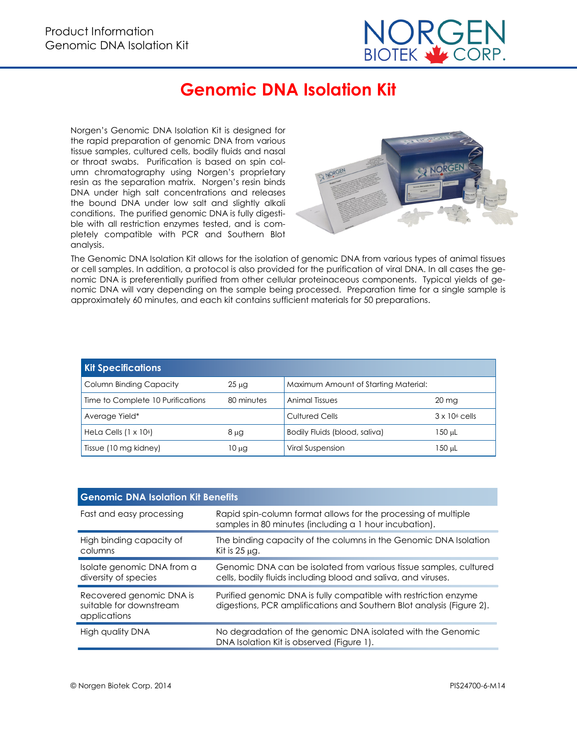# Genomic DNA Isolation Kit

Norgen's Genomic DNA Isolation Kit is designed for the rapid preparation of genomic DNA from various tissue samples, cultured cells, bodily fluids and nasal or throat swabs. Purification is based on spin column chromatography using Norgen's proprietary resin as the separation matrix. Norgen's resin binds DNA under high salt concentrations and releases the bound DNA under low salt and slightly alkali conditions. The purified genomic DNA is fully digestible with all restriction enzymes tested, and is completely compatible with PCR and Southern Blot analysis.

The Genomic DNA Isolation Kit allows for the isolation of genomic DNA from various types of animal tissues or cell samples. In addition, a protocol is also provided for the purification of viral DNA. In all cases the genomic DNA is preferentially purified from other cellular proteinaceous components. Typical yields of genomic DNA will vary depending on the sample being processed. Preparation time for a single sample is approximately 60 minutes, and each kit contains sufficient materials for 50 preparations.

| Kit Specifications | | | |
|---|---|---|---|
| Column Binding Capacity | 25 µg | Maximum Amount of Starting Material: | |
| Time to Complete 10 Purifications | 80 minutes | Animal Tissues | 20 mg |
| Average Yield* | | Cultured Cells | $3 \times 10^6$ cells |
| HeLa Cells ($1 \times 10^6$) | 8 µg | Bodily Fluids (blood, saliva) | 150 µL |
| Tissue (10 mg kidney) | 10 µg | Viral Suspension | 150 µL |

| Genomic DNA Isolation Kit Benefits | |
|---|---|
| Fast and easy processing | Rapid spin-column format allows for the processing of multiple samples in 80 minutes (including a 1 hour incubation). |
| High binding capacity of columns | The binding capacity of the columns in the Genomic DNA Isolation Kit is 25 µg. |
| Isolate genomic DNA from a diversity of species | Genomic DNA can be isolated from various tissue samples, cultured cells, bodily fluids including blood and saliva, and viruses. |
| Recovered genomic DNA is suitable for downstream applications | Purified genomic DNA is fully compatible with restriction enzyme digestions, PCR amplifications and Southern Blot analysis (Figure 2). |
| High quality DNA | No degradation of the genomic DNA isolated with the Genomic DNA Isolation Kit is observed (Figure 1). |

© Norgen Biotek Corp. 2014

PIS24700-6-M14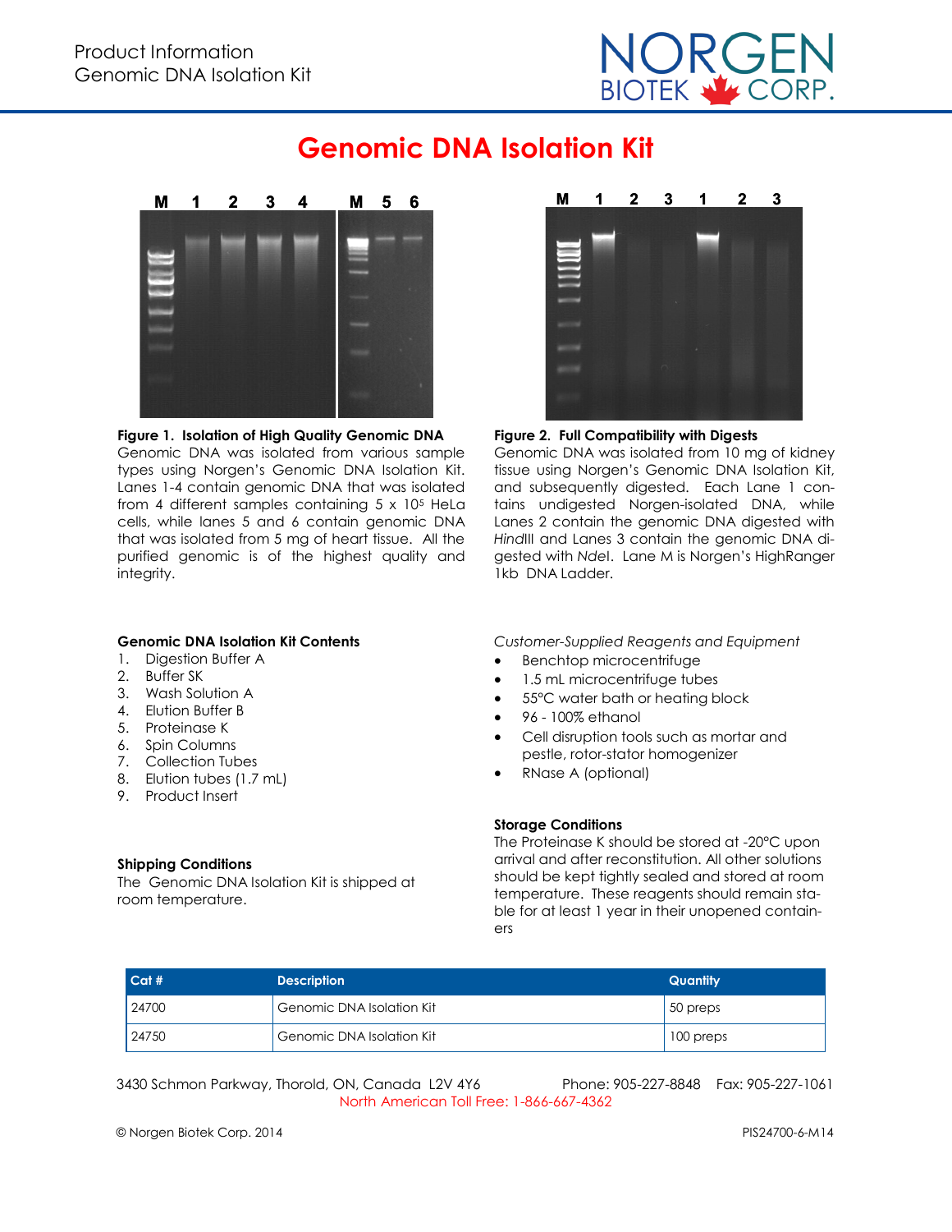# Genomic DNA Isolation Kit

M 1 2 3 4 M 5 6

**Figure 1. Isolation of High Quality Genomic DNA**
Genomic DNA was isolated from various sample types using Norgen's Genomic DNA Isolation Kit. Lanes 1-4 contain genomic DNA that was isolated from 4 different samples containing 5 x $10^5$ HeLa cells, while lanes 5 and 6 contain genomic DNA that was isolated from 5 mg of heart tissue. All the purified genomic is of the highest quality and integrity.

M 1 2 3 1 2 3

**Figure 2. Full Compatibility with Digests**
Genomic DNA was isolated from 10 mg of kidney tissue using Norgen's Genomic DNA Isolation Kit, and subsequently digested. Each Lane 1 contains undigested Norgen-isolated DNA, while Lanes 2 contain the genomic DNA digested with *Hind*III and Lanes 3 contain the genomic DNA digested with *Nde*I. Lane M is Norgen's HighRanger 1kb DNA Ladder.

**Genomic DNA Isolation Kit Contents**

1. Digestion Buffer A
2. Buffer SK
3. Wash Solution A
4. Elution Buffer B
5. Proteinase K
6. Spin Columns
7. Collection Tubes
8. Elution tubes (1.7 mL)
9. Product Insert

**Shipping Conditions**
The Genomic DNA Isolation Kit is shipped at room temperature.

*Customer-Supplied Reagents and Equipment*

- Benchtop microcentrifuge
- 1.5 mL microcentrifuge tubes
- 55°C water bath or heating block
- 96 - 100% ethanol
- Cell disruption tools such as mortar and pestle, rotor-stator homogenizer
- RNase A (optional)

**Storage Conditions**
The Proteinase K should be stored at -20°C upon arrival and after reconstitution. All other solutions should be kept tightly sealed and stored at room temperature. These reagents should remain stable for at least 1 year in their unopened containers

| Cat # | Description | Quantity |
|---|---|---|
| 24700 | Genomic DNA Isolation Kit | 50 preps |
| 24750 | Genomic DNA Isolation Kit | 100 preps |

3430 Schmon Parkway, Thorold, ON, Canada L2V 4Y6 Phone: 905-227-8848 Fax: 905-227-1061
North American Toll Free: 1-866-667-4362

© Norgen Biotek Corp. 2014 PIS24700-6-M14